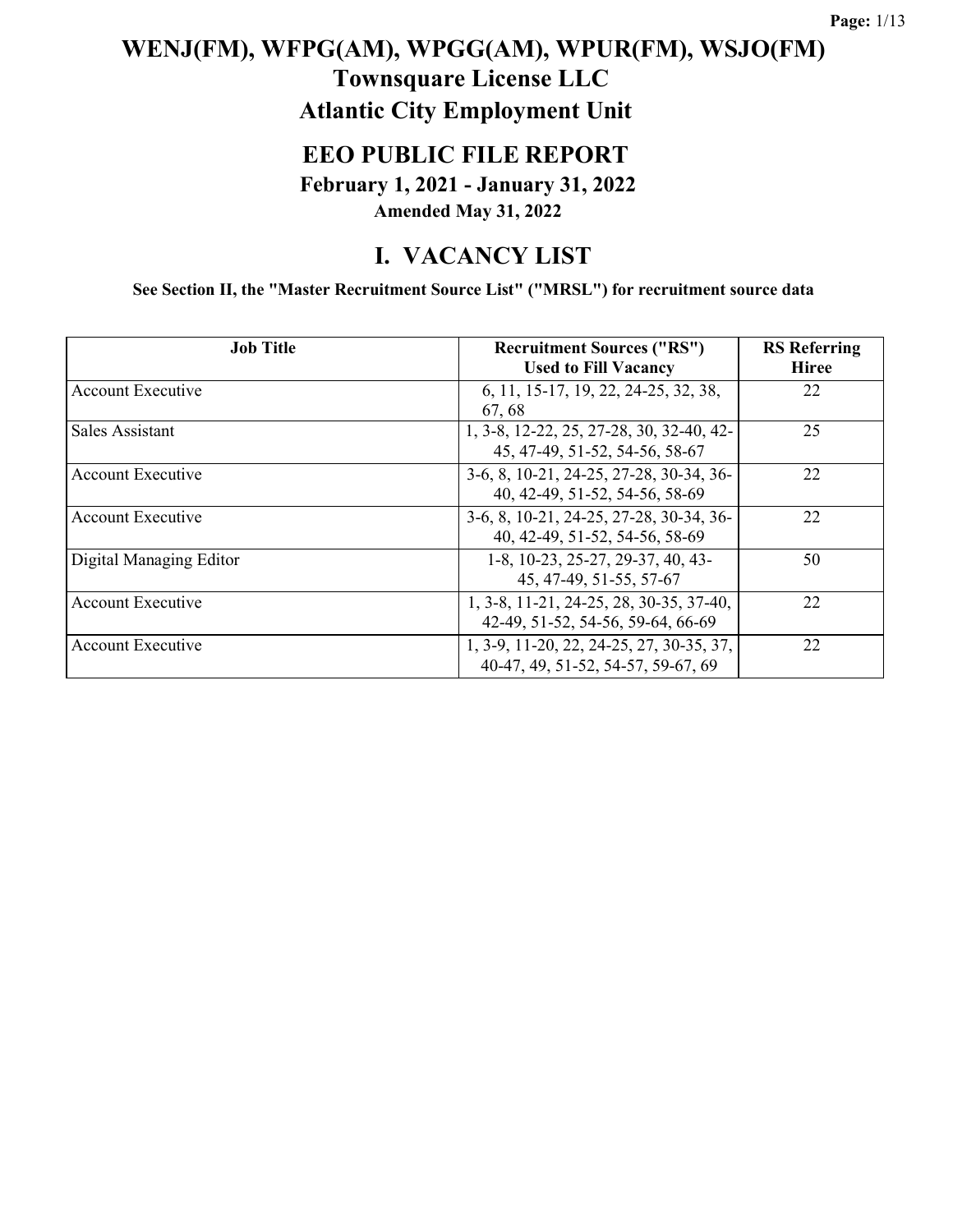# WENJ(FM), WFPG(AM), WPGG(AM), WPUR(FM), WSJO(FM)

## Townsquare License LLC

## Atlantic City Employment Unit

## EEO PUBLIC FILE REPORT

### February 1, 2021 - January 31, 2022

**Amended May 31, 2022**

## I. VACANCY LIST

**See Section II, the "Master Recruitment Source List" ("MRSL") for recruitment source data**

| Job Title | Recruitment Sources ("RS") Used to Fill Vacancy | RS Referring Hiree |
|---|---|---|
| Account Executive | 6, 11, 15-17, 19, 22, 24-25, 32, 38, 67, 68 | 22 |
| Sales Assistant | 1, 3-8, 12-22, 25, 27-28, 30, 32-40, 42-45, 47-49, 51-52, 54-56, 58-67 | 25 |
| Account Executive | 3-6, 8, 10-21, 24-25, 27-28, 30-34, 36-40, 42-49, 51-52, 54-56, 58-69 | 22 |
| Account Executive | 3-6, 8, 10-21, 24-25, 27-28, 30-34, 36-40, 42-49, 51-52, 54-56, 58-69 | 22 |
| Digital Managing Editor | 1-8, 10-23, 25-27, 29-37, 40, 43-45, 47-49, 51-55, 57-67 | 50 |
| Account Executive | 1, 3-8, 11-21, 24-25, 28, 30-35, 37-40, 42-49, 51-52, 54-56, 59-64, 66-69 | 22 |
| Account Executive | 1, 3-9, 11-20, 22, 24-25, 27, 30-35, 37, 40-47, 49, 51-52, 54-57, 59-67, 69 | 22 |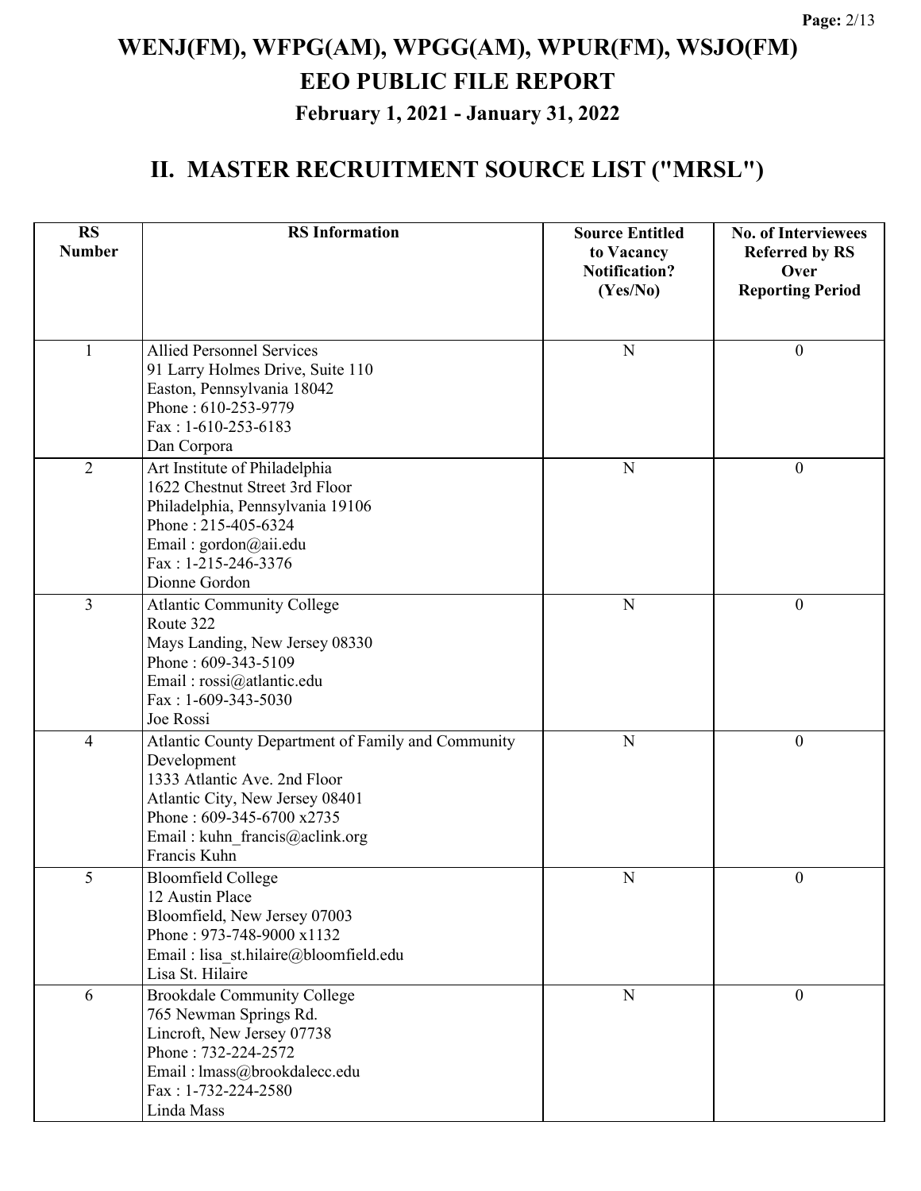# WENJ(FM), WFPG(AM), WPGG(AM), WPUR(FM), WSJO(FM)
# EEO PUBLIC FILE REPORT
### February 1, 2021 - January 31, 2022

## II. MASTER RECRUITMENT SOURCE LIST ("MRSL")

| RS Number | RS Information | Source Entitled to Vacancy Notification? (Yes/No) | No. of Interviewees Referred by RS Over Reporting Period |
|---|---|---|---|
| 1 | Allied Personnel Services<br>91 Larry Holmes Drive, Suite 110<br>Easton, Pennsylvania 18042<br>Phone : 610-253-9779<br>Fax : 1-610-253-6183<br>Dan Corpora | N | 0 |
| 2 | Art Institute of Philadelphia<br>1622 Chestnut Street 3rd Floor<br>Philadelphia, Pennsylvania 19106<br>Phone : 215-405-6324<br>Email : gordon@aii.edu<br>Fax : 1-215-246-3376<br>Dionne Gordon | N | 0 |
| 3 | Atlantic Community College<br>Route 322<br>Mays Landing, New Jersey 08330<br>Phone : 609-343-5109<br>Email : rossi@atlantic.edu<br>Fax : 1-609-343-5030<br>Joe Rossi | N | 0 |
| 4 | Atlantic County Department of Family and Community Development<br>1333 Atlantic Ave. 2nd Floor<br>Atlantic City, New Jersey 08401<br>Phone : 609-345-6700 x2735<br>Email : kuhn_francis@aclink.org<br>Francis Kuhn | N | 0 |
| 5 | Bloomfield College<br>12 Austin Place<br>Bloomfield, New Jersey 07003<br>Phone : 973-748-9000 x1132<br>Email : lisa_st.hilaire@bloomfield.edu<br>Lisa St. Hilaire | N | 0 |
| 6 | Brookdale Community College<br>765 Newman Springs Rd.<br>Lincroft, New Jersey 07738<br>Phone : 732-224-2572<br>Email : lmass@brookdalecc.edu<br>Fax : 1-732-224-2580<br>Linda Mass | N | 0 |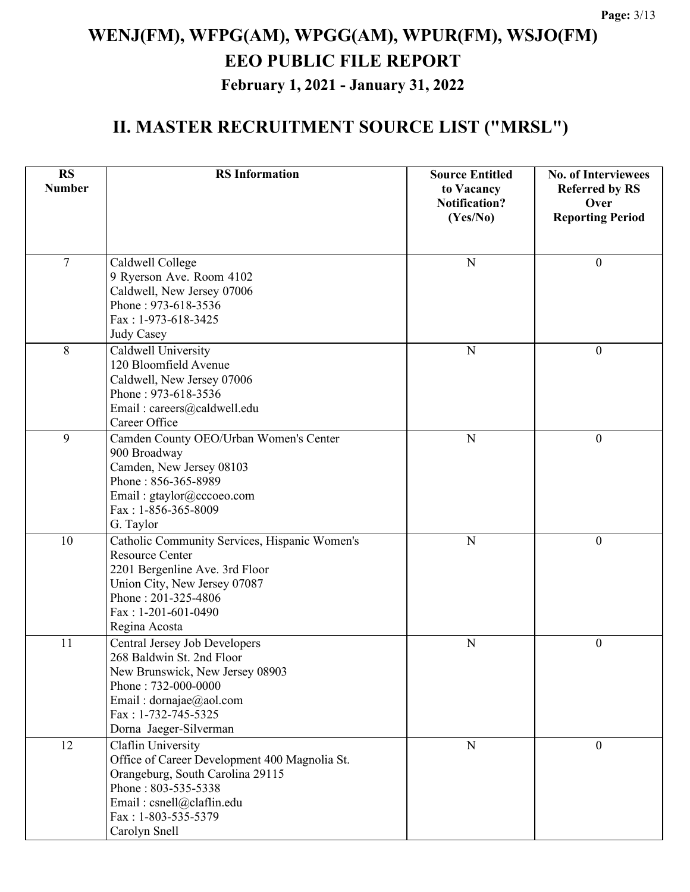# WENJ(FM), WFPG(AM), WPGG(AM), WPUR(FM), WSJO(FM)
## EEO PUBLIC FILE REPORT
### February 1, 2021 - January 31, 2022

## II. MASTER RECRUITMENT SOURCE LIST ("MRSL")

| RS Number | RS Information | Source Entitled to Vacancy Notification? (Yes/No) | No. of Interviewees Referred by RS Over Reporting Period |
|---|---|---|---|
| 7 | Caldwell College<br>9 Ryerson Ave. Room 4102<br>Caldwell, New Jersey 07006<br>Phone : 973-618-3536<br>Fax : 1-973-618-3425<br>Judy Casey | N | 0 |
| 8 | Caldwell University<br>120 Bloomfield Avenue<br>Caldwell, New Jersey 07006<br>Phone : 973-618-3536<br>Email : careers@caldwell.edu<br>Career Office | N | 0 |
| 9 | Camden County OEO/Urban Women's Center<br>900 Broadway<br>Camden, New Jersey 08103<br>Phone : 856-365-8989<br>Email : gtaylor@cccoeo.com<br>Fax : 1-856-365-8009<br>G. Taylor | N | 0 |
| 10 | Catholic Community Services, Hispanic Women's Resource Center<br>2201 Bergenline Ave. 3rd Floor<br>Union City, New Jersey 07087<br>Phone : 201-325-4806<br>Fax : 1-201-601-0490<br>Regina Acosta | N | 0 |
| 11 | Central Jersey Job Developers<br>268 Baldwin St. 2nd Floor<br>New Brunswick, New Jersey 08903<br>Phone : 732-000-0000<br>Email : dornajae@aol.com<br>Fax : 1-732-745-5325<br>Dorna Jaeger-Silverman | N | 0 |
| 12 | Claflin University<br>Office of Career Development 400 Magnolia St.<br>Orangeburg, South Carolina 29115<br>Phone : 803-535-5338<br>Email : csnell@claflin.edu<br>Fax : 1-803-535-5379<br>Carolyn Snell | N | 0 |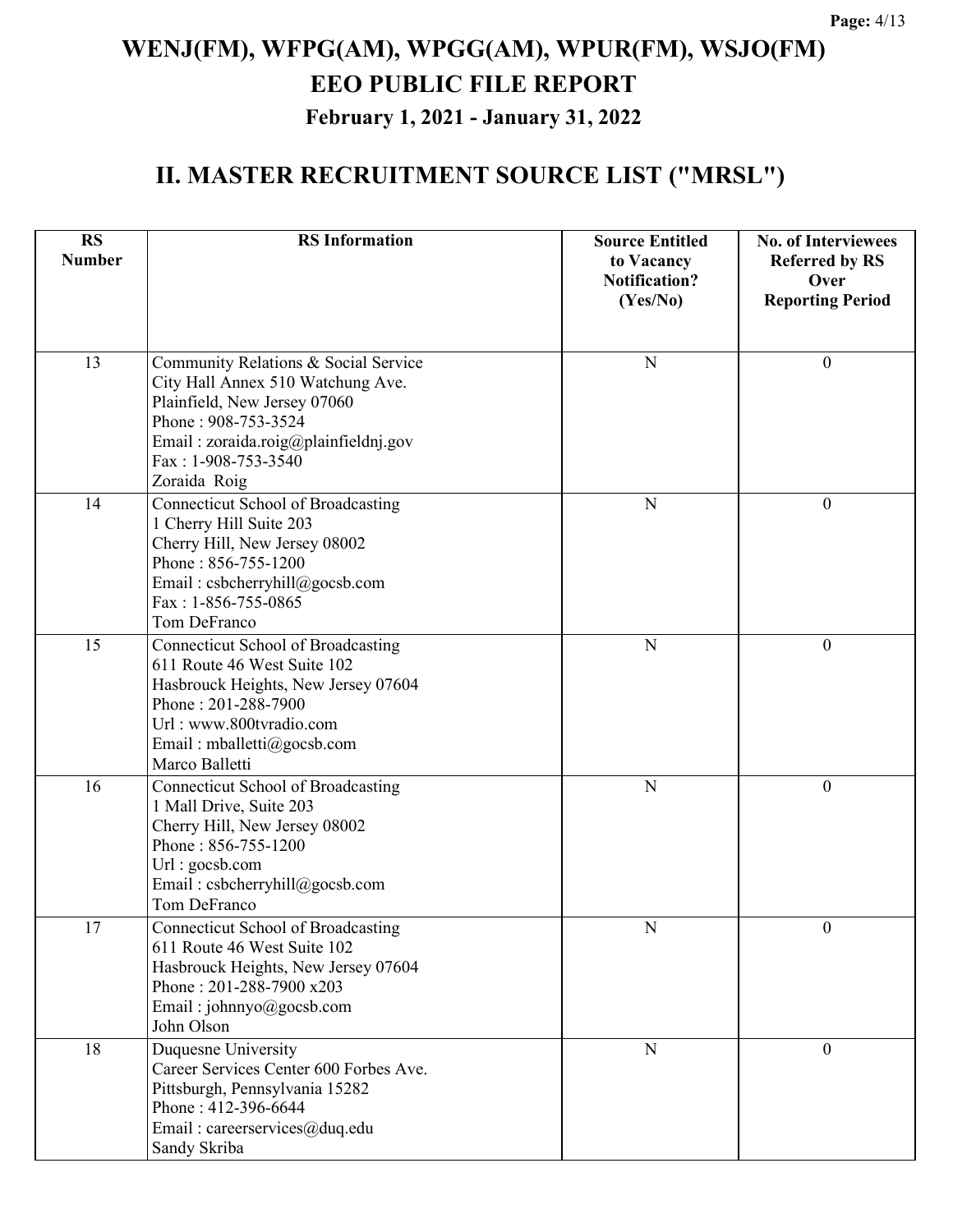# WENJ(FM), WFPG(AM), WPGG(AM), WPUR(FM), WSJO(FM)

## EEO PUBLIC FILE REPORT

### February 1, 2021 - January 31, 2022

## II. MASTER RECRUITMENT SOURCE LIST ("MRSL")

| RS Number | RS Information | Source Entitled to Vacancy Notification? (Yes/No) | No. of Interviewees Referred by RS Over Reporting Period |
|---|---|---|---|
| 13 | Community Relations & Social Service<br>City Hall Annex 510 Watchung Ave.<br>Plainfield, New Jersey 07060<br>Phone : 908-753-3524<br>Email : zoraida.roig@plainfieldnj.gov<br>Fax : 1-908-753-3540<br>Zoraida Roig | N | 0 |
| 14 | Connecticut School of Broadcasting<br>1 Cherry Hill Suite 203<br>Cherry Hill, New Jersey 08002<br>Phone : 856-755-1200<br>Email : csbcherryhill@gocsb.com<br>Fax : 1-856-755-0865<br>Tom DeFranco | N | 0 |
| 15 | Connecticut School of Broadcasting<br>611 Route 46 West Suite 102<br>Hasbrouck Heights, New Jersey 07604<br>Phone : 201-288-7900<br>Url : www.800tvradio.com<br>Email : mballetti@gocsb.com<br>Marco Balletti | N | 0 |
| 16 | Connecticut School of Broadcasting<br>1 Mall Drive, Suite 203<br>Cherry Hill, New Jersey 08002<br>Phone : 856-755-1200<br>Url : gocsb.com<br>Email : csbcherryhill@gocsb.com<br>Tom DeFranco | N | 0 |
| 17 | Connecticut School of Broadcasting<br>611 Route 46 West Suite 102<br>Hasbrouck Heights, New Jersey 07604<br>Phone : 201-288-7900 x203<br>Email : johnnyo@gocsb.com<br>John Olson | N | 0 |
| 18 | Duquesne University<br>Career Services Center 600 Forbes Ave.<br>Pittsburgh, Pennsylvania 15282<br>Phone : 412-396-6644<br>Email : careerservices@duq.edu<br>Sandy Skriba | N | 0 |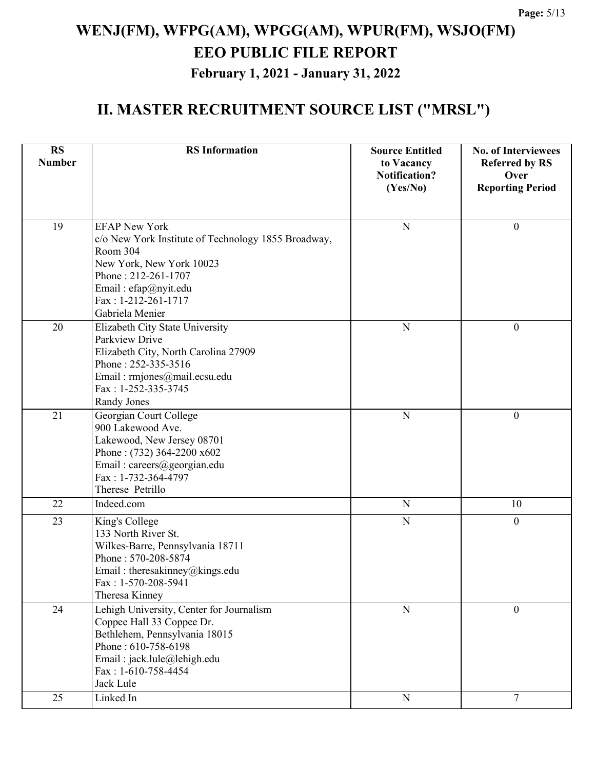# WENJ(FM), WFPG(AM), WPGG(AM), WPUR(FM), WSJO(FM)
# EEO PUBLIC FILE REPORT
### February 1, 2021 - January 31, 2022

## II. MASTER RECRUITMENT SOURCE LIST ("MRSL")

| RS Number | RS Information | Source Entitled to Vacancy Notification? (Yes/No) | No. of Interviewees Referred by RS Over Reporting Period |
|---|---|---|---|
| 19 | EFAP New York<br>c/o New York Institute of Technology 1855 Broadway, Room 304<br>New York, New York 10023<br>Phone : 212-261-1707<br>Email : efap@nyit.edu<br>Fax : 1-212-261-1717<br>Gabriela Menier | N | 0 |
| 20 | Elizabeth City State University<br>Parkview Drive<br>Elizabeth City, North Carolina 27909<br>Phone : 252-335-3516<br>Email : rmjones@mail.ecsu.edu<br>Fax : 1-252-335-3745<br>Randy Jones | N | 0 |
| 21 | Georgian Court College<br>900 Lakewood Ave.<br>Lakewood, New Jersey 08701<br>Phone : (732) 364-2200 x602<br>Email : careers@georgian.edu<br>Fax : 1-732-364-4797<br>Therese Petrillo | N | 0 |
| 22 | Indeed.com | N | 10 |
| 23 | King's College<br>133 North River St.<br>Wilkes-Barre, Pennsylvania 18711<br>Phone : 570-208-5874<br>Email : theresakinney@kings.edu<br>Fax : 1-570-208-5941<br>Theresa Kinney | N | 0 |
| 24 | Lehigh University, Center for Journalism<br>Coppee Hall 33 Coppee Dr.<br>Bethlehem, Pennsylvania 18015<br>Phone : 610-758-6198<br>Email : jack.lule@lehigh.edu<br>Fax : 1-610-758-4454<br>Jack Lule | N | 0 |
| 25 | Linked In | N | 7 |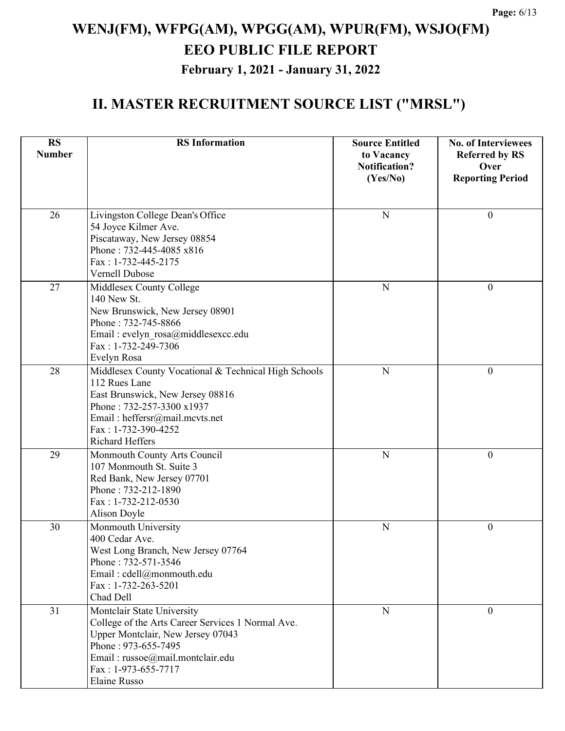# WENJ(FM), WFPG(AM), WPGG(AM), WPUR(FM), WSJO(FM)
# EEO PUBLIC FILE REPORT
### February 1, 2021 - January 31, 2022

## II. MASTER RECRUITMENT SOURCE LIST ("MRSL")

| RS Number | RS Information | Source Entitled to Vacancy Notification? (Yes/No) | No. of Interviewees Referred by RS Over Reporting Period |
|---|---|---|---|
| 26 | Livingston College Dean's Office<br>54 Joyce Kilmer Ave.<br>Piscataway, New Jersey 08854<br>Phone : 732-445-4085 x816<br>Fax : 1-732-445-2175<br>Vernell Dubose | N | 0 |
| 27 | Middlesex County College<br>140 New St.<br>New Brunswick, New Jersey 08901<br>Phone : 732-745-8866<br>Email : evelyn_rosa@middlesexcc.edu<br>Fax : 1-732-249-7306<br>Evelyn Rosa | N | 0 |
| 28 | Middlesex County Vocational & Technical High Schools<br>112 Rues Lane<br>East Brunswick, New Jersey 08816<br>Phone : 732-257-3300 x1937<br>Email : heffersr@mail.mcvts.net<br>Fax : 1-732-390-4252<br>Richard Heffers | N | 0 |
| 29 | Monmouth County Arts Council<br>107 Monmouth St. Suite 3<br>Red Bank, New Jersey 07701<br>Phone : 732-212-1890<br>Fax : 1-732-212-0530<br>Alison Doyle | N | 0 |
| 30 | Monmouth University<br>400 Cedar Ave.<br>West Long Branch, New Jersey 07764<br>Phone : 732-571-3546<br>Email : cdell@monmouth.edu<br>Fax : 1-732-263-5201<br>Chad Dell | N | 0 |
| 31 | Montclair State University<br>College of the Arts Career Services 1 Normal Ave.<br>Upper Montclair, New Jersey 07043<br>Phone : 973-655-7495<br>Email : russoe@mail.montclair.edu<br>Fax : 1-973-655-7717<br>Elaine Russo | N | 0 |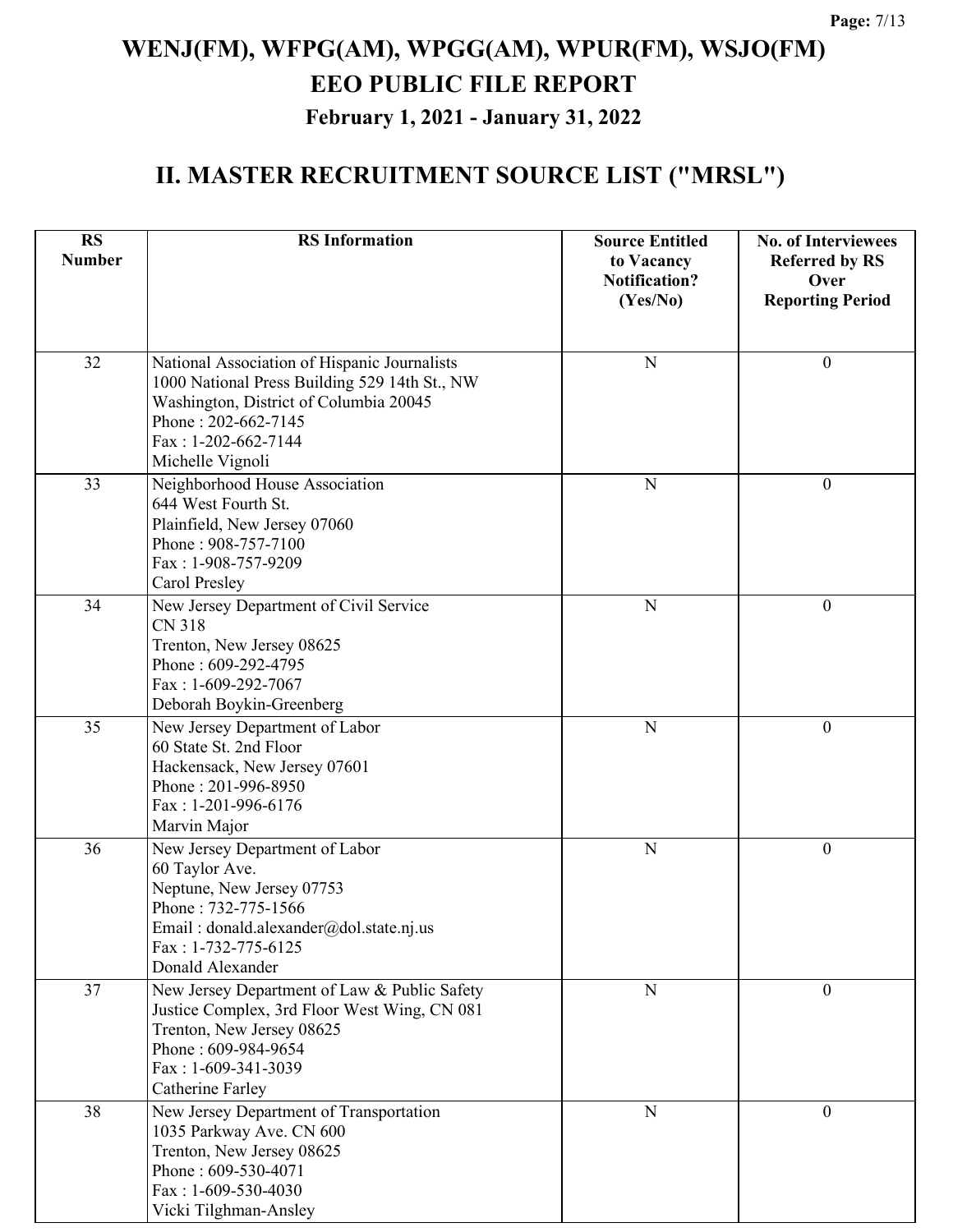# WENJ(FM), WFPG(AM), WPGG(AM), WPUR(FM), WSJO(FM)

## EEO PUBLIC FILE REPORT

### February 1, 2021 - January 31, 2022

## II. MASTER RECRUITMENT SOURCE LIST ("MRSL")

| RS Number | RS Information | Source Entitled to Vacancy Notification? (Yes/No) | No. of Interviewees Referred by RS Over Reporting Period |
|---|---|---|---|
| 32 | National Association of Hispanic Journalists<br>1000 National Press Building 529 14th St., NW<br>Washington, District of Columbia 20045<br>Phone : 202-662-7145<br>Fax : 1-202-662-7144<br>Michelle Vignoli | N | 0 |
| 33 | Neighborhood House Association<br>644 West Fourth St.<br>Plainfield, New Jersey 07060<br>Phone : 908-757-7100<br>Fax : 1-908-757-9209<br>Carol Presley | N | 0 |
| 34 | New Jersey Department of Civil Service<br>CN 318<br>Trenton, New Jersey 08625<br>Phone : 609-292-4795<br>Fax : 1-609-292-7067<br>Deborah Boykin-Greenberg | N | 0 |
| 35 | New Jersey Department of Labor<br>60 State St. 2nd Floor<br>Hackensack, New Jersey 07601<br>Phone : 201-996-8950<br>Fax : 1-201-996-6176<br>Marvin Major | N | 0 |
| 36 | New Jersey Department of Labor<br>60 Taylor Ave.<br>Neptune, New Jersey 07753<br>Phone : 732-775-1566<br>Email : donald.alexander@dol.state.nj.us<br>Fax : 1-732-775-6125<br>Donald Alexander | N | 0 |
| 37 | New Jersey Department of Law & Public Safety<br>Justice Complex, 3rd Floor West Wing, CN 081<br>Trenton, New Jersey 08625<br>Phone : 609-984-9654<br>Fax : 1-609-341-3039<br>Catherine Farley | N | 0 |
| 38 | New Jersey Department of Transportation<br>1035 Parkway Ave. CN 600<br>Trenton, New Jersey 08625<br>Phone : 609-530-4071<br>Fax : 1-609-530-4030<br>Vicki Tilghman-Ansley | N | 0 |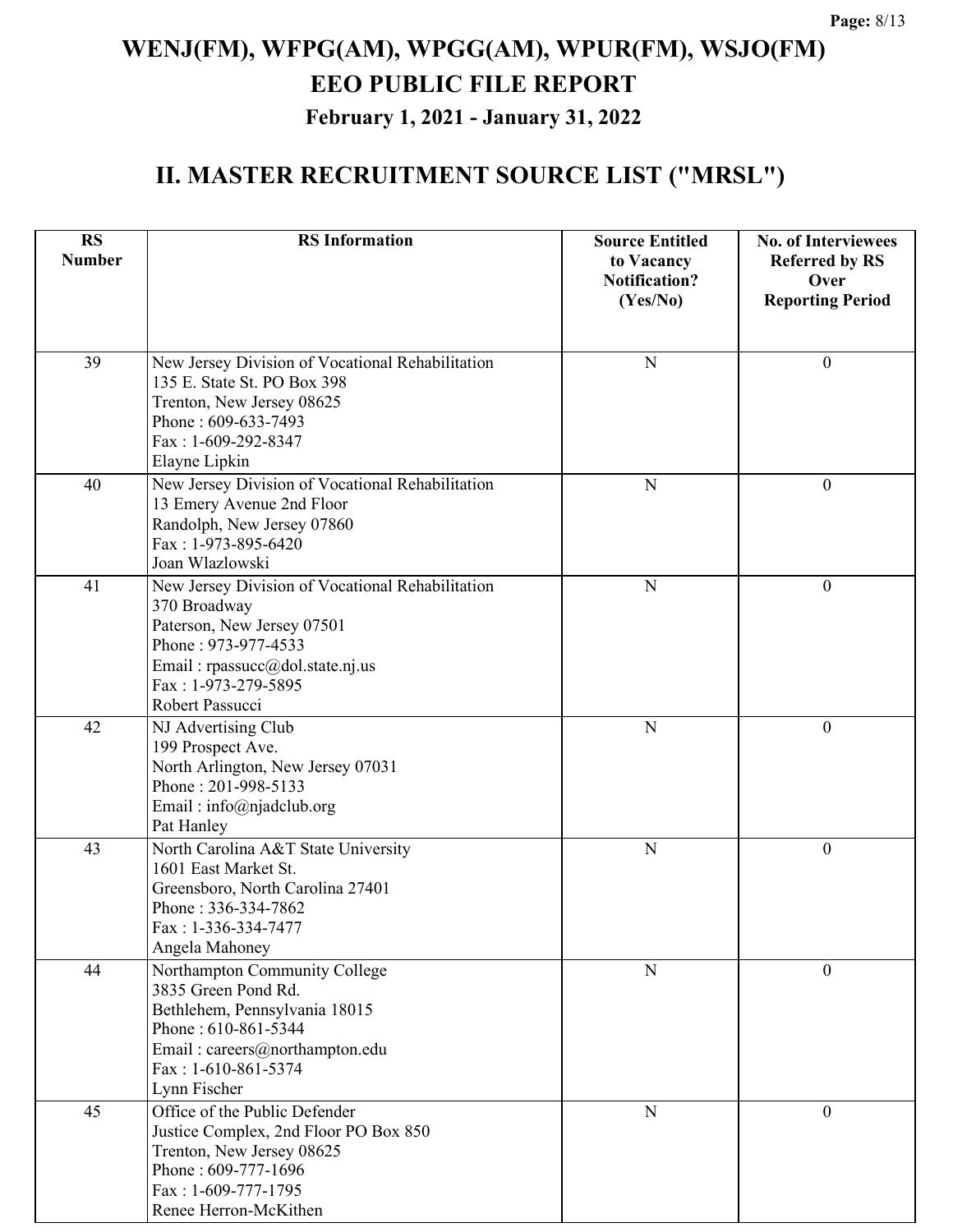# WENJ(FM), WFPG(AM), WPGG(AM), WPUR(FM), WSJO(FM)
# EEO PUBLIC FILE REPORT
### February 1, 2021 - January 31, 2022

## II. MASTER RECRUITMENT SOURCE LIST ("MRSL")

| RS Number | RS Information | Source Entitled to Vacancy Notification? (Yes/No) | No. of Interviewees Referred by RS Over Reporting Period |
|---|---|---|---|
| 39 | New Jersey Division of Vocational Rehabilitation<br>135 E. State St. PO Box 398<br>Trenton, New Jersey 08625<br>Phone : 609-633-7493<br>Fax : 1-609-292-8347<br>Elayne Lipkin | N | 0 |
| 40 | New Jersey Division of Vocational Rehabilitation<br>13 Emery Avenue 2nd Floor<br>Randolph, New Jersey 07860<br>Fax : 1-973-895-6420<br>Joan Wlazlowski | N | 0 |
| 41 | New Jersey Division of Vocational Rehabilitation<br>370 Broadway<br>Paterson, New Jersey 07501<br>Phone : 973-977-4533<br>Email : rpassucc@dol.state.nj.us<br>Fax : 1-973-279-5895<br>Robert Passucci | N | 0 |
| 42 | NJ Advertising Club<br>199 Prospect Ave.<br>North Arlington, New Jersey 07031<br>Phone : 201-998-5133<br>Email : info@njadclub.org<br>Pat Hanley | N | 0 |
| 43 | North Carolina A&T State University<br>1601 East Market St.<br>Greensboro, North Carolina 27401<br>Phone : 336-334-7862<br>Fax : 1-336-334-7477<br>Angela Mahoney | N | 0 |
| 44 | Northampton Community College<br>3835 Green Pond Rd.<br>Bethlehem, Pennsylvania 18015<br>Phone : 610-861-5344<br>Email : careers@northampton.edu<br>Fax : 1-610-861-5374<br>Lynn Fischer | N | 0 |
| 45 | Office of the Public Defender<br>Justice Complex, 2nd Floor PO Box 850<br>Trenton, New Jersey 08625<br>Phone : 609-777-1696<br>Fax : 1-609-777-1795<br>Renee Herron-McKithen | N | 0 |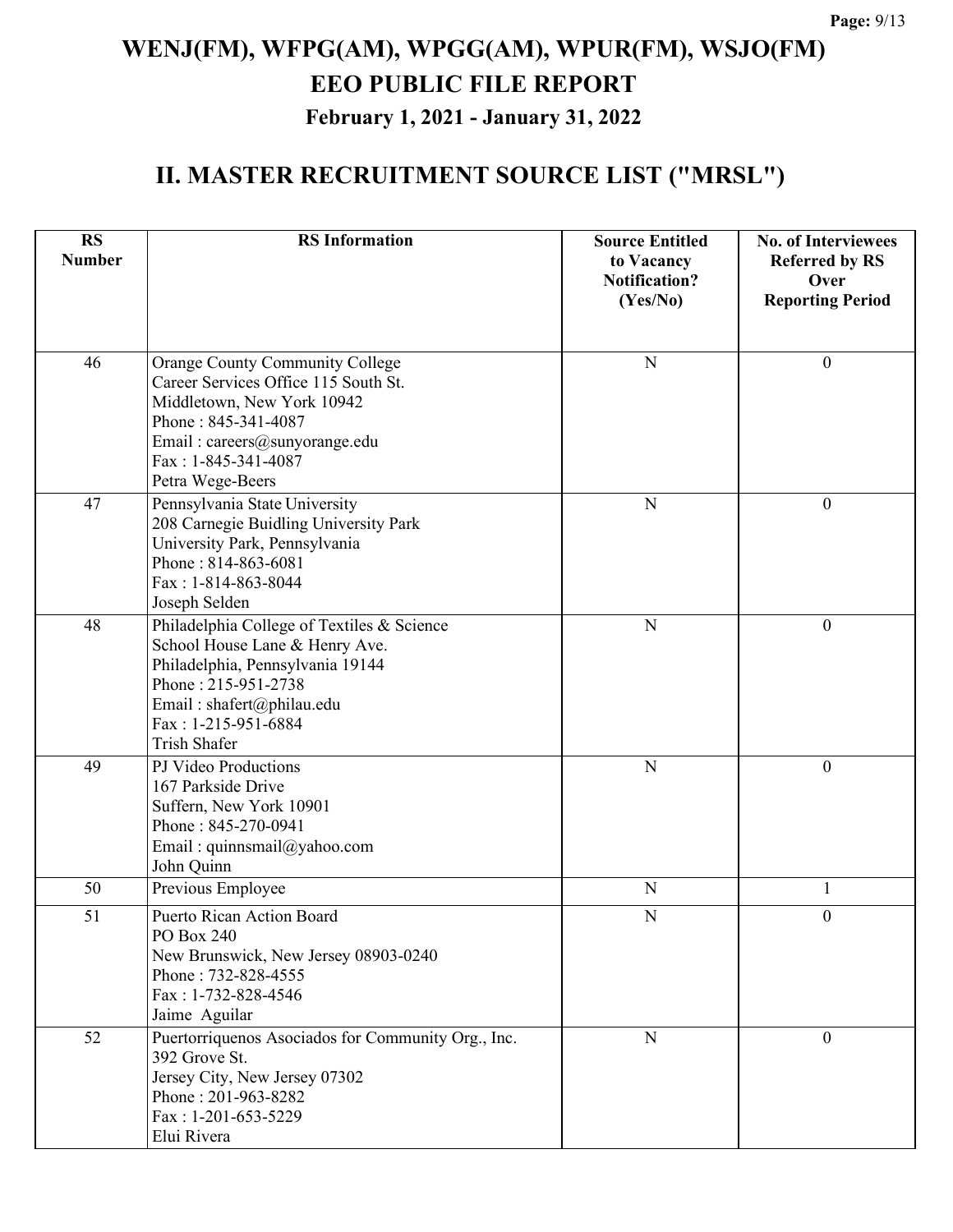# WENJ(FM), WFPG(AM), WPGG(AM), WPUR(FM), WSJO(FM)

# EEO PUBLIC FILE REPORT

## February 1, 2021 - January 31, 2022

## II. MASTER RECRUITMENT SOURCE LIST ("MRSL")

| RS Number | RS Information | Source Entitled to Vacancy Notification? (Yes/No) | No. of Interviewees Referred by RS Over Reporting Period |
|---|---|---|---|
| 46 | Orange County Community College<br>Career Services Office 115 South St.<br>Middletown, New York 10942<br>Phone : 845-341-4087<br>Email : careers@sunyorange.edu<br>Fax : 1-845-341-4087<br>Petra Wege-Beers | N | 0 |
| 47 | Pennsylvania State University<br>208 Carnegie Buidling University Park<br>University Park, Pennsylvania<br>Phone : 814-863-6081<br>Fax : 1-814-863-8044<br>Joseph Selden | N | 0 |
| 48 | Philadelphia College of Textiles & Science<br>School House Lane & Henry Ave.<br>Philadelphia, Pennsylvania 19144<br>Phone : 215-951-2738<br>Email : shafert@philau.edu<br>Fax : 1-215-951-6884<br>Trish Shafer | N | 0 |
| 49 | PJ Video Productions<br>167 Parkside Drive<br>Suffern, New York 10901<br>Phone : 845-270-0941<br>Email : quinnsmail@yahoo.com<br>John Quinn | N | 0 |
| 50 | Previous Employee | N | 1 |
| 51 | Puerto Rican Action Board<br>PO Box 240<br>New Brunswick, New Jersey 08903-0240<br>Phone : 732-828-4555<br>Fax : 1-732-828-4546<br>Jaime Aguilar | N | 0 |
| 52 | Puertorriquenos Asociados for Community Org., Inc.<br>392 Grove St.<br>Jersey City, New Jersey 07302<br>Phone : 201-963-8282<br>Fax : 1-201-653-5229<br>Elui Rivera | N | 0 |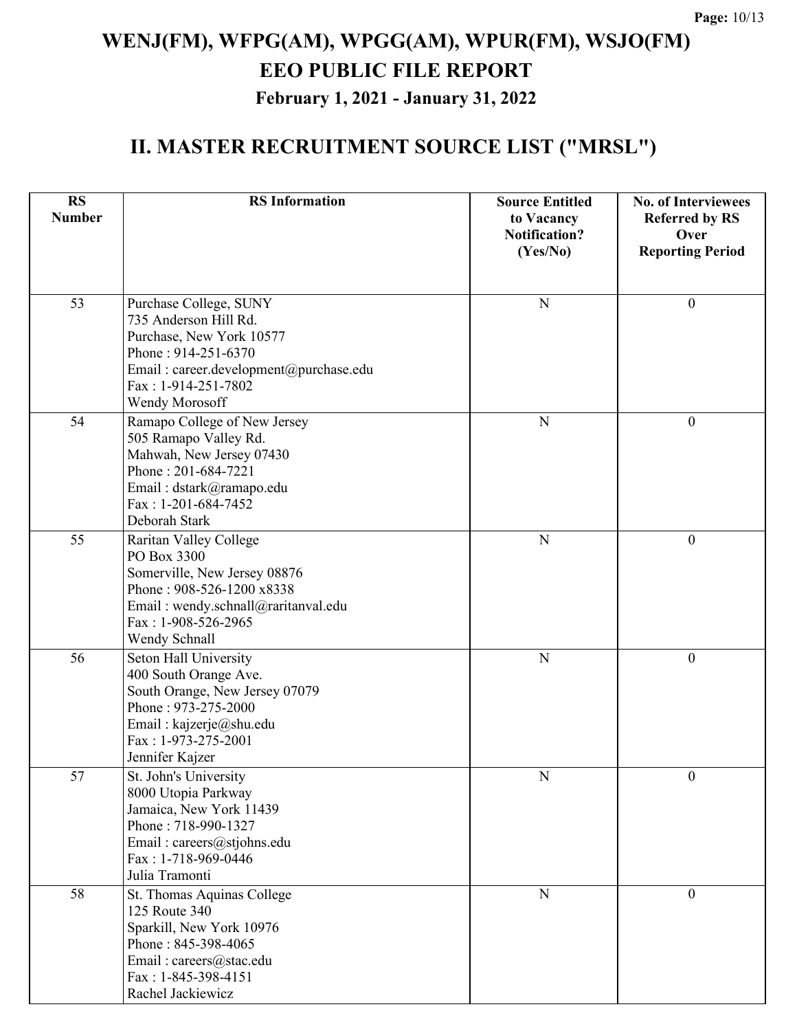# WENJ(FM), WFPG(AM), WPGG(AM), WPUR(FM), WSJO(FM)

# EEO PUBLIC FILE REPORT

### February 1, 2021 - January 31, 2022

## II. MASTER RECRUITMENT SOURCE LIST ("MRSL")

| RS Number | RS Information | Source Entitled to Vacancy Notification? (Yes/No) | No. of Interviewees Referred by RS Over Reporting Period |
|---|---|---|---|
| 53 | Purchase College, SUNY<br>735 Anderson Hill Rd.<br>Purchase, New York 10577<br>Phone : 914-251-6370<br>Email : career.development@purchase.edu<br>Fax : 1-914-251-7802<br>Wendy Morosoff | N | 0 |
| 54 | Ramapo College of New Jersey<br>505 Ramapo Valley Rd.<br>Mahwah, New Jersey 07430<br>Phone : 201-684-7221<br>Email : dstark@ramapo.edu<br>Fax : 1-201-684-7452<br>Deborah Stark | N | 0 |
| 55 | Raritan Valley College<br>PO Box 3300<br>Somerville, New Jersey 08876<br>Phone : 908-526-1200 x8338<br>Email : wendy.schnall@raritanval.edu<br>Fax : 1-908-526-2965<br>Wendy Schnall | N | 0 |
| 56 | Seton Hall University<br>400 South Orange Ave.<br>South Orange, New Jersey 07079<br>Phone : 973-275-2000<br>Email : kajzerje@shu.edu<br>Fax : 1-973-275-2001<br>Jennifer Kajzer | N | 0 |
| 57 | St. John's University<br>8000 Utopia Parkway<br>Jamaica, New York 11439<br>Phone : 718-990-1327<br>Email : careers@stjohns.edu<br>Fax : 1-718-969-0446<br>Julia Tramonti | N | 0 |
| 58 | St. Thomas Aquinas College<br>125 Route 340<br>Sparkill, New York 10976<br>Phone : 845-398-4065<br>Email : careers@stac.edu<br>Fax : 1-845-398-4151<br>Rachel Jackiewicz | N | 0 |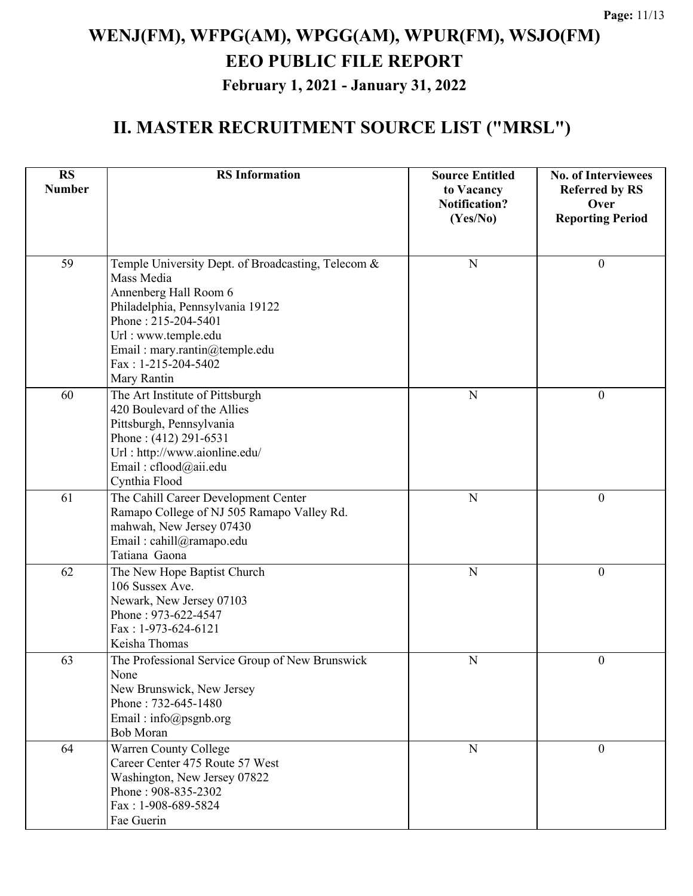# WENJ(FM), WFPG(AM), WPGG(AM), WPUR(FM), WSJO(FM)
## EEO PUBLIC FILE REPORT
### February 1, 2021 - January 31, 2022

## II. MASTER RECRUITMENT SOURCE LIST ("MRSL")

| RS Number | RS Information | Source Entitled to Vacancy Notification? (Yes/No) | No. of Interviewees Referred by RS Over Reporting Period |
|---|---|---|---|
| 59 | Temple University Dept. of Broadcasting, Telecom & Mass Media<br>Annenberg Hall Room 6<br>Philadelphia, Pennsylvania 19122<br>Phone : 215-204-5401<br>Url : www.temple.edu<br>Email : mary.rantin@temple.edu<br>Fax : 1-215-204-5402<br>Mary Rantin | N | 0 |
| 60 | The Art Institute of Pittsburgh<br>420 Boulevard of the Allies<br>Pittsburgh, Pennsylvania<br>Phone : (412) 291-6531<br>Url : http://www.aionline.edu/<br>Email : cflood@aii.edu<br>Cynthia Flood | N | 0 |
| 61 | The Cahill Career Development Center<br>Ramapo College of NJ 505 Ramapo Valley Rd.<br>mahwah, New Jersey 07430<br>Email : cahill@ramapo.edu<br>Tatiana Gaona | N | 0 |
| 62 | The New Hope Baptist Church<br>106 Sussex Ave.<br>Newark, New Jersey 07103<br>Phone : 973-622-4547<br>Fax : 1-973-624-6121<br>Keisha Thomas | N | 0 |
| 63 | The Professional Service Group of New Brunswick<br>None<br>New Brunswick, New Jersey<br>Phone : 732-645-1480<br>Email : info@psgnb.org<br>Bob Moran | N | 0 |
| 64 | Warren County College<br>Career Center 475 Route 57 West<br>Washington, New Jersey 07822<br>Phone : 908-835-2302<br>Fax : 1-908-689-5824<br>Fae Guerin | N | 0 |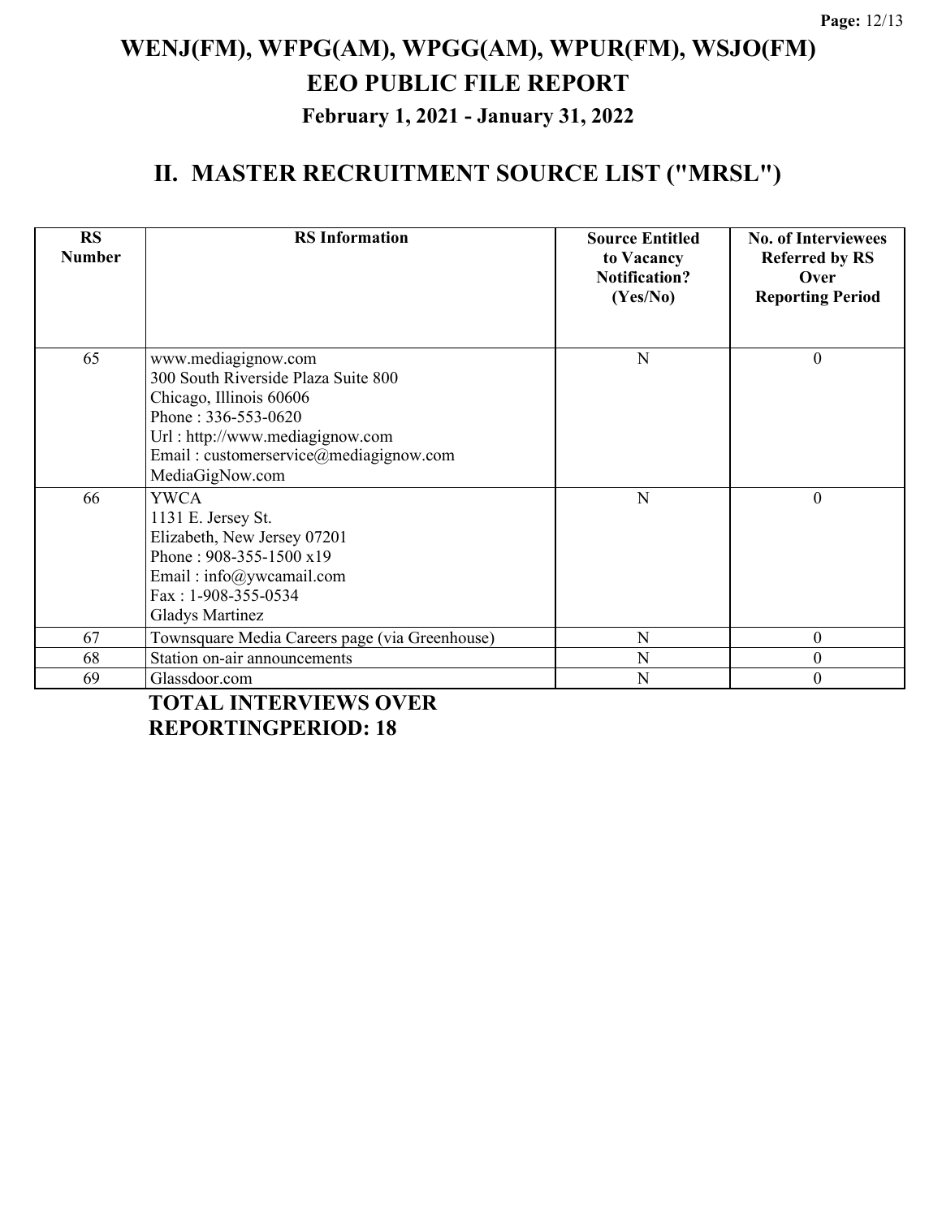# WENJ(FM), WFPG(AM), WPGG(AM), WPUR(FM), WSJO(FM)
# EEO PUBLIC FILE REPORT
### February 1, 2021 - January 31, 2022

## II. MASTER RECRUITMENT SOURCE LIST ("MRSL")

| RS Number | RS Information | Source Entitled to Vacancy Notification? (Yes/No) | No. of Interviewees Referred by RS Over Reporting Period |
|---|---|---|---|
| 65 | www.mediagignow.com<br>300 South Riverside Plaza Suite 800<br>Chicago, Illinois 60606<br>Phone : 336-553-0620<br>Url : http://www.mediagignow.com<br>Email : customerservice@mediagignow.com<br>MediaGigNow.com | N | 0 |
| 66 | YWCA<br>1131 E. Jersey St.<br>Elizabeth, New Jersey 07201<br>Phone : 908-355-1500 x19<br>Email : info@ywcamail.com<br>Fax : 1-908-355-0534<br>Gladys Martinez | N | 0 |
| 67 | Townsquare Media Careers page (via Greenhouse) | N | 0 |
| 68 | Station on-air announcements | N | 0 |
| 69 | Glassdoor.com | N | 0 |

**TOTAL INTERVIEWS OVER REPORTINGPERIOD: 18**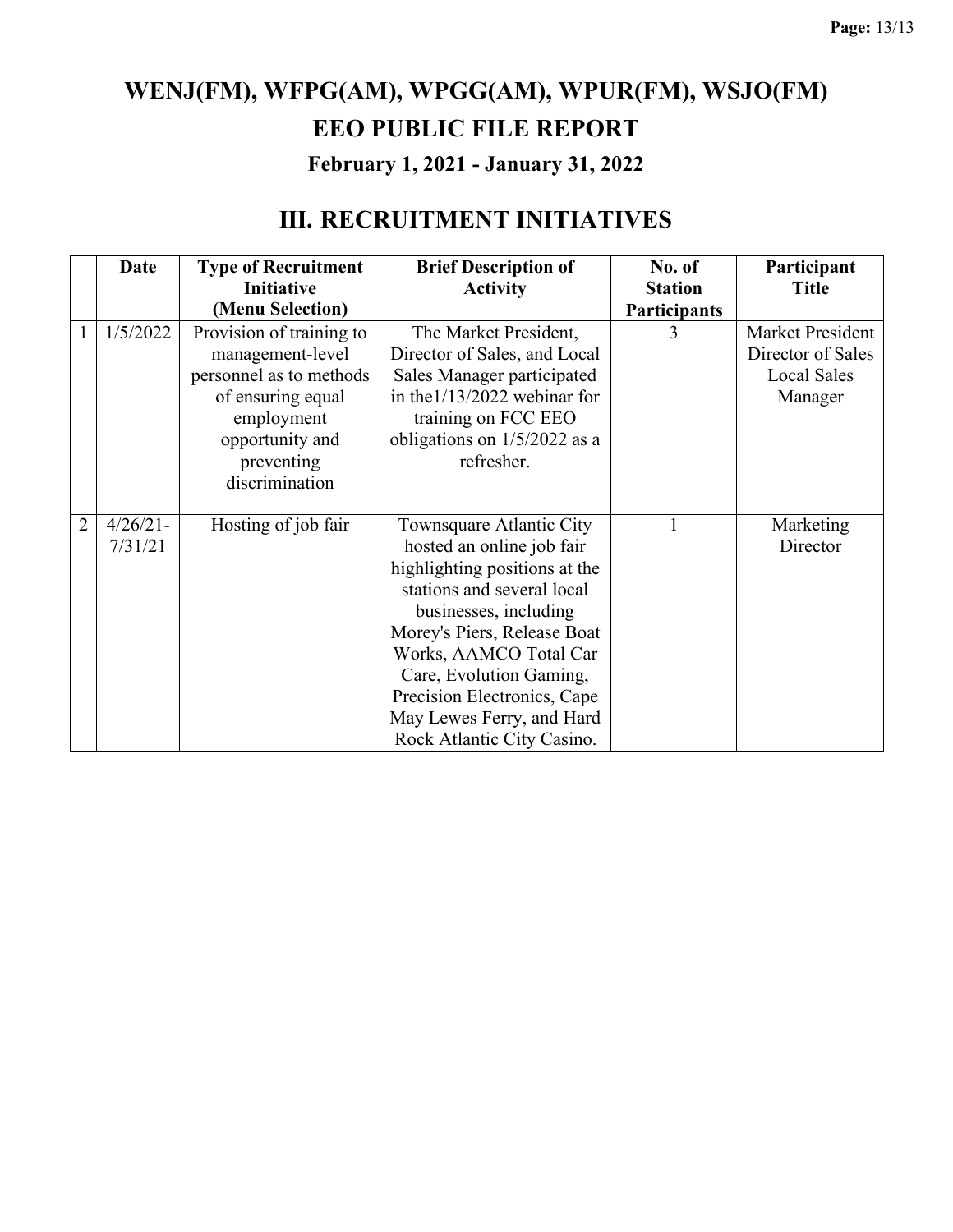# WENJ(FM), WFPG(AM), WPGG(AM), WPUR(FM), WSJO(FM)

# EEO PUBLIC FILE REPORT

### February 1, 2021 - January 31, 2022

## III. RECRUITMENT INITIATIVES

| | Date | Type of Recruitment Initiative (Menu Selection) | Brief Description of Activity | No. of Station Participants | Participant Title |
|---|---|---|---|---|---|
| 1 | 1/5/2022 | Provision of training to management-level personnel as to methods of ensuring equal employment opportunity and preventing discrimination | The Market President, Director of Sales, and Local Sales Manager participated in the1/13/2022 webinar for training on FCC EEO obligations on 1/5/2022 as a refresher. | 3 | Market President<br>Director of Sales<br>Local Sales Manager |
| 2 | 4/26/21-7/31/21 | Hosting of job fair | Townsquare Atlantic City hosted an online job fair highlighting positions at the stations and several local businesses, including Morey's Piers, Release Boat Works, AAMCO Total Car Care, Evolution Gaming, Precision Electronics, Cape May Lewes Ferry, and Hard Rock Atlantic City Casino. | 1 | Marketing Director |